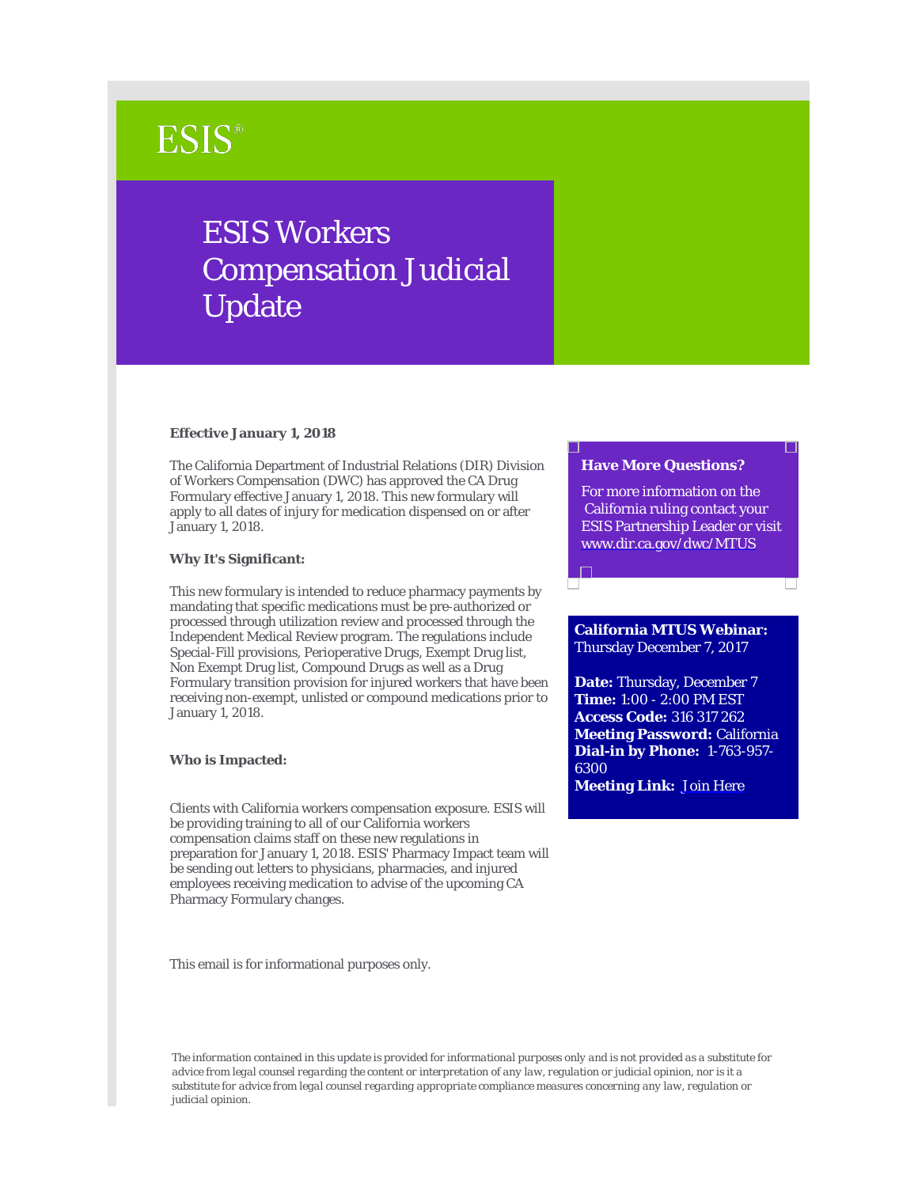ESIS®

# ESIS Workers Compensation Judicial Update

**Effective January 1, 2018**

The California Department of Industrial Relations (DIR) Division of Workers Compensation (DWC) has approved the CA Drug Formulary effective January 1, 2018. This new formulary will apply to all dates of injury for medication dispensed on or after January 1, 2018.

**Why It's Significant:**

This new formulary is intended to reduce pharmacy payments by mandating that specific medications must be pre-authorized or processed through utilization review and processed through the Independent Medical Review program. The regulations include Special-Fill provisions, Perioperative Drugs, Exempt Drug list, Non Exempt Drug list, Compound Drugs as well as a Drug Formulary transition provision for injured workers that have been receiving non-exempt, unlisted or compound medications prior to January 1, 2018.

**Who is Impacted:**

Clients with California workers compensation exposure. ESIS will be providing training to all of our California workers compensation claims staff on these new regulations in preparation for January 1, 2018. ESIS' Pharmacy Impact team will be sending out letters to physicians, pharmacies, and injured employees receiving medication to advise of the upcoming CA Pharmacy Formulary changes.

This email is for informational purposes only.

**Have More Questions?**

For more information on the California ruling contact your ESIS Partnership Leader or visit www.dir.ca.gov/dwc/MTUS

**California MTUS Webinar:** Thursday December 7, 2017

**Date:** Thursday, December 7
**Time:** 1:00 - 2:00 PM EST
**Access Code:** 316 317 262
**Meeting Password:** California
**Dial-in by Phone:** 1-763-957-6300
**Meeting Link:** Join Here

*The information contained in this update is provided for informational purposes only and is not provided as a substitute for advice from legal counsel regarding the content or interpretation of any law, regulation or judicial opinion, nor is it a substitute for advice from legal counsel regarding appropriate compliance measures concerning any law, regulation or judicial opinion.*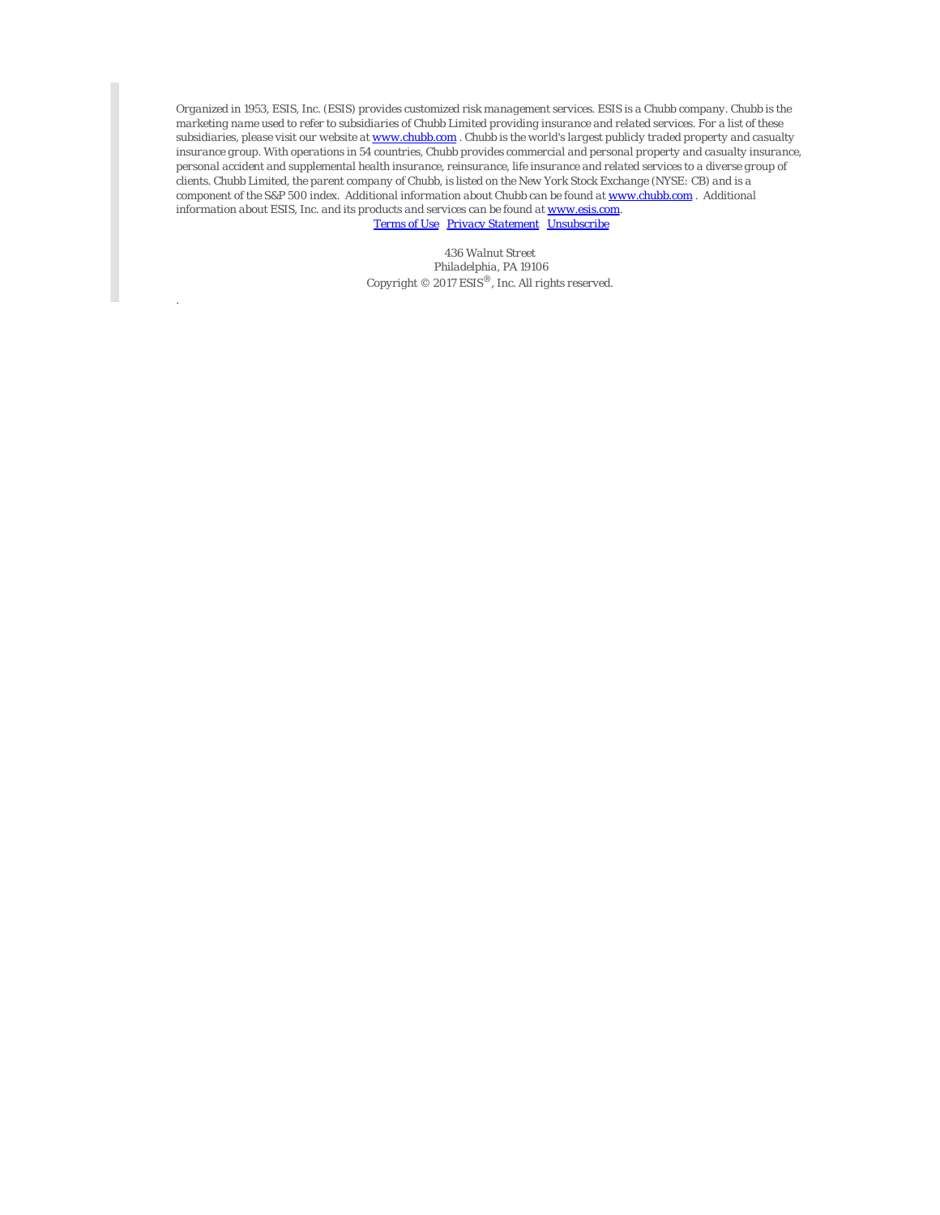*Organized in 1953, ESIS, Inc. (ESIS) provides customized risk management services. ESIS is a Chubb company. Chubb is the marketing name used to refer to subsidiaries of Chubb Limited providing insurance and related services. For a list of these subsidiaries, please visit our website at [www.chubb.com](http://www.chubb.com) . Chubb is the world's largest publicly traded property and casualty insurance group. With operations in 54 countries, Chubb provides commercial and personal property and casualty insurance, personal accident and supplemental health insurance, reinsurance, life insurance and related services to a diverse group of clients. Chubb Limited, the parent company of Chubb, is listed on the New York Stock Exchange (NYSE: CB) and is a component of the S&P 500 index. Additional information about Chubb can be found at [www.chubb.com](http://www.chubb.com) . Additional information about ESIS, Inc. and its products and services can be found at [www.esis.com](http://www.esis.com).*

[Terms of Use](#) [Privacy Statement](#) [Unsubscribe](#)

*436 Walnut Street*
*Philadelphia, PA 19106*
*Copyright © 2017 ESIS®, Inc. All rights reserved.*

.